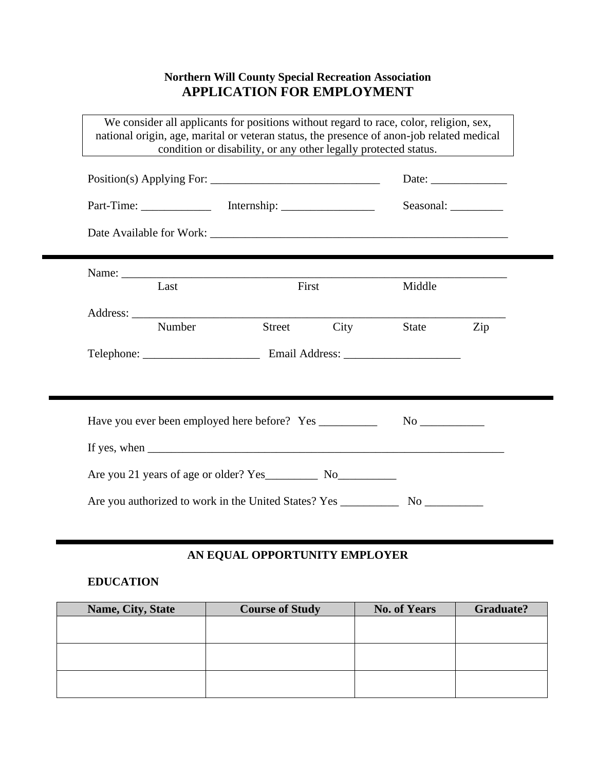**Northern Will County Special Recreation Association**

# APPLICATION FOR EMPLOYMENT

We consider all applicants for positions without regard to race, color, religion, sex, national origin, age, marital or veteran status, the presence of anon-job related medical condition or disability, or any other legally protected status.

Position(s) Applying For: ______________________________ Date: _____________

Part-Time: ____________ Internship: ________________ Seasonal: _________

Date Available for Work: _____________________________________________________

---

Name: ____________________________________________________________________
Last First Middle

Address: __________________________________________________________________
Number Street City State Zip

Telephone: ____________________ Email Address: ____________________

---

Have you ever been employed here before? Yes __________ No ___________

If yes, when ______________________________________________________________

Are you 21 years of age or older? Yes_________ No__________

Are you authorized to work in the United States? Yes __________ No __________

---

**AN EQUAL OPPORTUNITY EMPLOYER**

**EDUCATION**

| Name, City, State | Course of Study | No. of Years | Graduate? |
|---|---|---|---|
| | | | |
| | | | |
| | | | |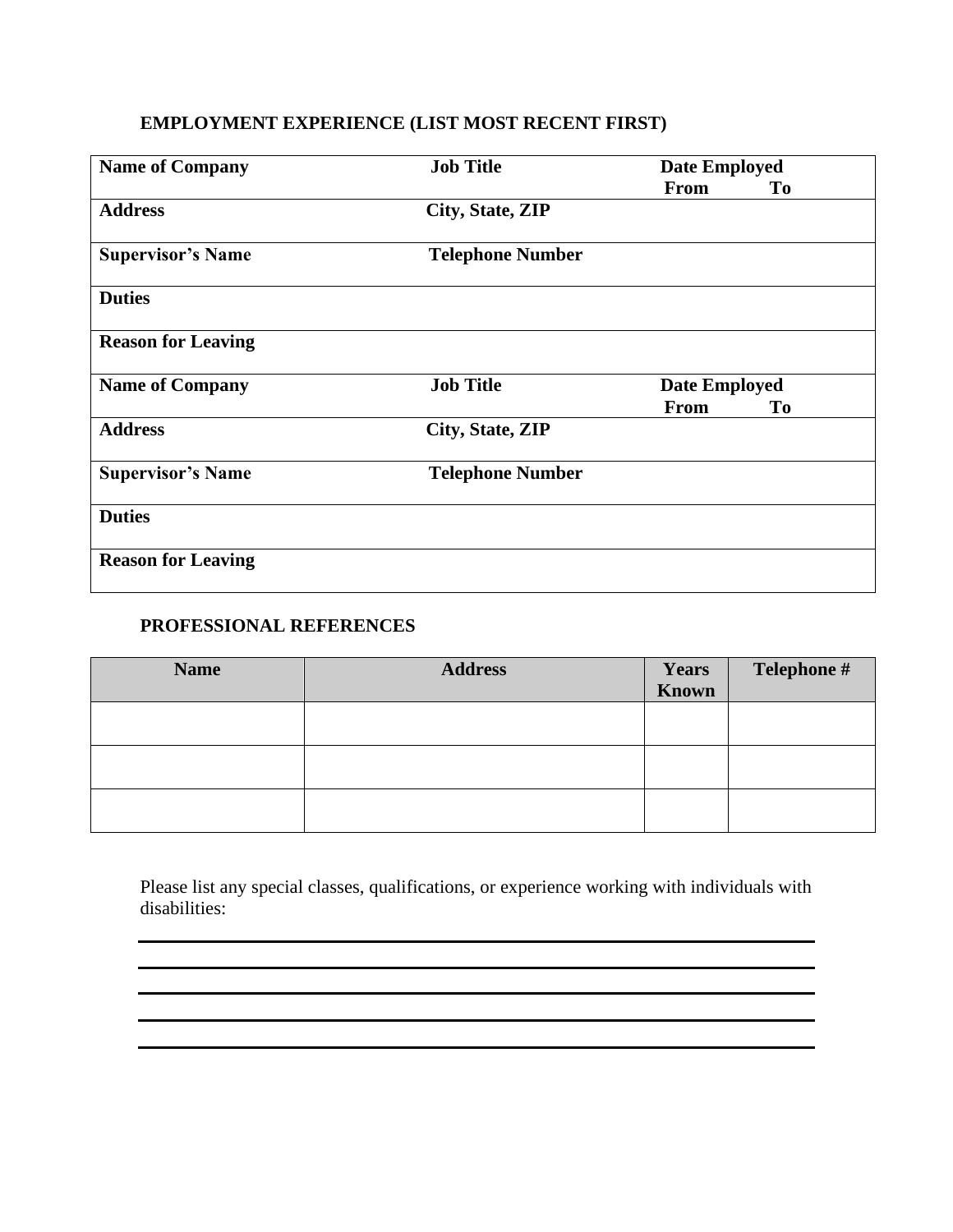**EMPLOYMENT EXPERIENCE (LIST MOST RECENT FIRST)**

| **Name of Company** | **Job Title** | **Date Employed**<br>**From** **To** |
|---|---|---|
| **Address** | **City, State, ZIP** | |
| **Supervisor's Name** | **Telephone Number** | |
| **Duties** | | |
| **Reason for Leaving** | | |
| **Name of Company** | **Job Title** | **Date Employed**<br>**From** **To** |
| **Address** | **City, State, ZIP** | |
| **Supervisor's Name** | **Telephone Number** | |
| **Duties** | | |
| **Reason for Leaving** | | |

**PROFESSIONAL REFERENCES**

| Name | Address | Years Known | Telephone # |
|---|---|---|---|
| | | | |
| | | | |
| | | | |

Please list any special classes, qualifications, or experience working with individuals with disabilities:

___________________________________________________________________________

___________________________________________________________________________

___________________________________________________________________________

___________________________________________________________________________

___________________________________________________________________________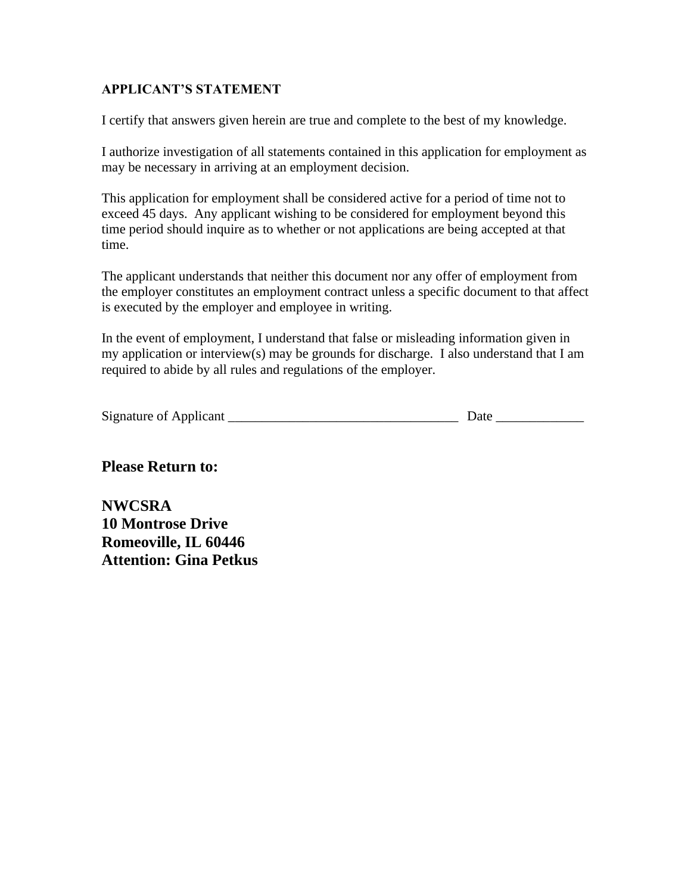**APPLICANT'S STATEMENT**

I certify that answers given herein are true and complete to the best of my knowledge.

I authorize investigation of all statements contained in this application for employment as may be necessary in arriving at an employment decision.

This application for employment shall be considered active for a period of time not to exceed 45 days. Any applicant wishing to be considered for employment beyond this time period should inquire as to whether or not applications are being accepted at that time.

The applicant understands that neither this document nor any offer of employment from the employer constitutes an employment contract unless a specific document to that affect is executed by the employer and employee in writing.

In the event of employment, I understand that false or misleading information given in my application or interview(s) may be grounds for discharge. I also understand that I am required to abide by all rules and regulations of the employer.

Signature of Applicant ___________________________________ Date _____________

## Please Return to:

**NWCSRA**
**10 Montrose Drive**
**Romeoville, IL 60446**
**Attention: Gina Petkus**